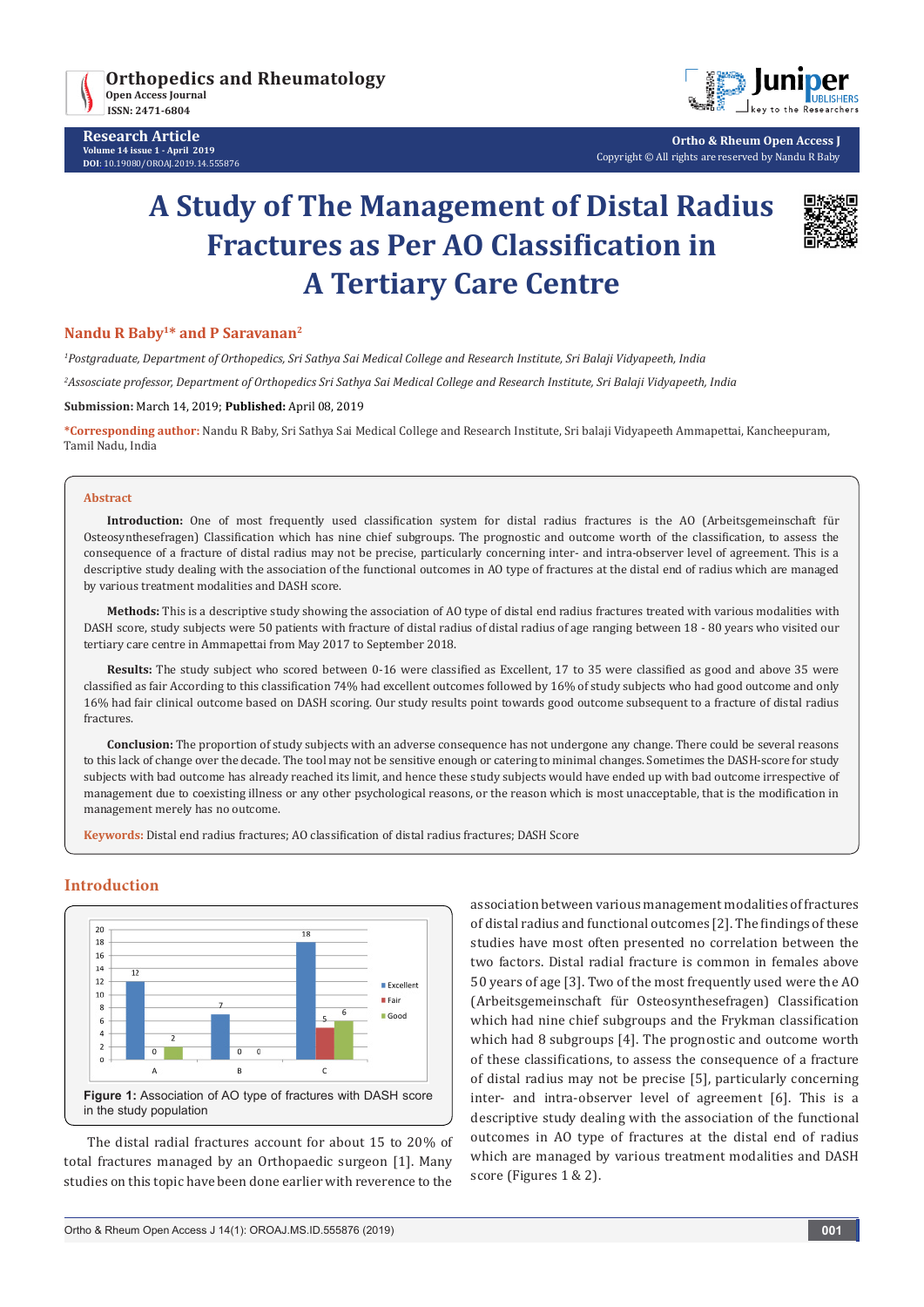# A Study of The Management of Distal Radius Fractures as Per AO Classification in A Tertiary Care Centre

**Nandu R Baby[1]* and P Saravanan[2]**

*[1]Postgraduate, Department of Orthopedics, Sri Sathya Sai Medical College and Research Institute, Sri Balaji Vidyapeeth, India*

*[2]Assosciate professor, Department of Orthopedics Sri Sathya Sai Medical College and Research Institute, Sri Balaji Vidyapeeth, India*

**Submission:** March 14, 2019; **Published:** April 08, 2019

**\*Corresponding author:** Nandu R Baby, Sri Sathya Sai Medical College and Research Institute, Sri balaji Vidyapeeth Ammapettai, Kancheepuram, Tamil Nadu, India

## Abstract

**Introduction:** One of most frequently used classification system for distal radius fractures is the AO (Arbeitsgemeinschaft für Osteosynthesefragen) Classification which has nine chief subgroups. The prognostic and outcome worth of the classification, to assess the consequence of a fracture of distal radius may not be precise, particularly concerning inter- and intra-observer level of agreement. This is a descriptive study dealing with the association of the functional outcomes in AO type of fractures at the distal end of radius which are managed by various treatment modalities and DASH score.

**Methods:** This is a descriptive study showing the association of AO type of distal end radius fractures treated with various modalities with DASH score, study subjects were 50 patients with fracture of distal radius of distal radius of age ranging between 18 - 80 years who visited our tertiary care centre in Ammapettai from May 2017 to September 2018.

**Results:** The study subject who scored between 0-16 were classified as Excellent, 17 to 35 were classified as good and above 35 were classified as fair According to this classification 74% had excellent outcomes followed by 16% of study subjects who had good outcome and only 16% had fair clinical outcome based on DASH scoring. Our study results point towards good outcome subsequent to a fracture of distal radius fractures.

**Conclusion:** The proportion of study subjects with an adverse consequence has not undergone any change. There could be several reasons to this lack of change over the decade. The tool may not be sensitive enough or catering to minimal changes. Sometimes the DASH-score for study subjects with bad outcome has already reached its limit, and hence these study subjects would have ended up with bad outcome irrespective of management due to coexisting illness or any other psychological reasons, or the reason which is most unacceptable, that is the modification in management merely has no outcome.

**Keywords:** Distal end radius fractures; AO classification of distal radius fractures; DASH Score

## Introduction

| AO type | Excellent | Fair | Good |
|---|---|---|---|
| A | 12 | 0 | 2 |
| B | 7 | 0 | 0 |
| C | 18 | 5 | 6 |

**Figure 1:** Association of AO type of fractures with DASH score in the study population

The distal radial fractures account for about 15 to 20% of total fractures managed by an Orthopaedic surgeon [1]. Many studies on this topic have been done earlier with reverence to the association between various management modalities of fractures of distal radius and functional outcomes [2]. The findings of these studies have most often presented no correlation between the two factors. Distal radial fracture is common in females above 50 years of age [3]. Two of the most frequently used were the AO (Arbeitsgemeinschaft für Osteosynthesefragen) Classification which had nine chief subgroups and the Frykman classification which had 8 subgroups [4]. The prognostic and outcome worth of these classifications, to assess the consequence of a fracture of distal radius may not be precise [5], particularly concerning inter- and intra-observer level of agreement [6]. This is a descriptive study dealing with the association of the functional outcomes in AO type of fractures at the distal end of radius which are managed by various treatment modalities and DASH score (Figures 1 & 2).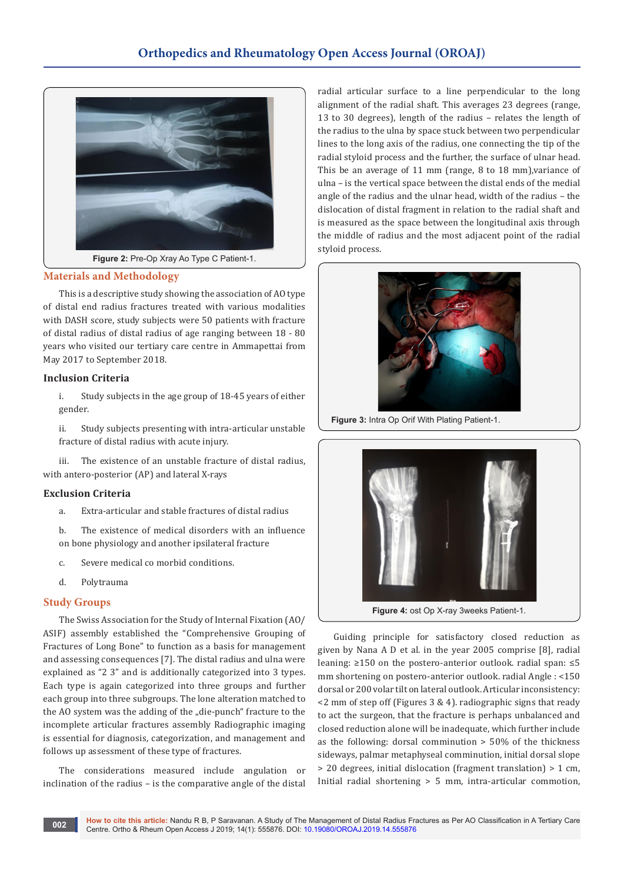Figure 2: Pre-Op Xray Ao Type C Patient-1.

## Materials and Methodology

This is a descriptive study showing the association of AO type of distal end radius fractures treated with various modalities with DASH score, study subjects were 50 patients with fracture of distal radius of age ranging between 18 - 80 years who visited our tertiary care centre in Ammapettai from May 2017 to September 2018.

### Inclusion Criteria

i. Study subjects in the age group of 18-45 years of either gender.

ii. Study subjects presenting with intra-articular unstable fracture of distal radius with acute injury.

iii. The existence of an unstable fracture of distal radius, with antero-posterior (AP) and lateral X-rays

### Exclusion Criteria

a. Extra-articular and stable fractures of distal radius

b. The existence of medical disorders with an influence on bone physiology and another ipsilateral fracture

c. Severe medical co morbid conditions.

d. Polytrauma

## Study Groups

The Swiss Association for the Study of Internal Fixation (AO/ASIF) assembly established the "Comprehensive Grouping of Fractures of Long Bone" to function as a basis for management and assessing consequences [7]. The distal radius and ulna were explained as "2 3" and is additionally categorized into 3 types. Each type is again categorized into three groups and further each group into three subgroups. The lone alteration matched to the AO system was the adding of the „die-punch" fracture to the incomplete articular fractures assembly Radiographic imaging is essential for diagnosis, categorization, and management and follows up assessment of these type of fractures.

The considerations measured include angulation or inclination of the radius – is the comparative angle of the distal radial articular surface to a line perpendicular to the long alignment of the radial shaft. This averages 23 degrees (range, 13 to 30 degrees), length of the radius – relates the length of the radius to the ulna by space stuck between two perpendicular lines to the long axis of the radius, one connecting the tip of the radial styloid process and the further, the surface of ulnar head. This be an average of 11 mm (range, 8 to 18 mm),variance of ulna – is the vertical space between the distal ends of the medial angle of the radius and the ulnar head, width of the radius – the dislocation of distal fragment in relation to the radial shaft and is measured as the space between the longitudinal axis through the middle of radius and the most adjacent point of the radial styloid process.

Figure 3: Intra Op Orif With Plating Patient-1.

Figure 4: ost Op X-ray 3weeks Patient-1.

Guiding principle for satisfactory closed reduction as given by Nana A D et al. in the year 2005 comprise [8], radial leaning: ≥150 on the postero-anterior outlook. radial span: ≤5 mm shortening on postero-anterior outlook. radial Angle : <150 dorsal or 200 volar tilt on lateral outlook. Articular inconsistency: <2 mm of step off (Figures 3 & 4). radiographic signs that ready to act the surgeon, that the fracture is perhaps unbalanced and closed reduction alone will be inadequate, which further include as the following: dorsal comminution > 50% of the thickness sideways, palmar metaphyseal comminution, initial dorsal slope > 20 degrees, initial dislocation (fragment translation) > 1 cm, Initial radial shortening > 5 mm, intra-articular commotion,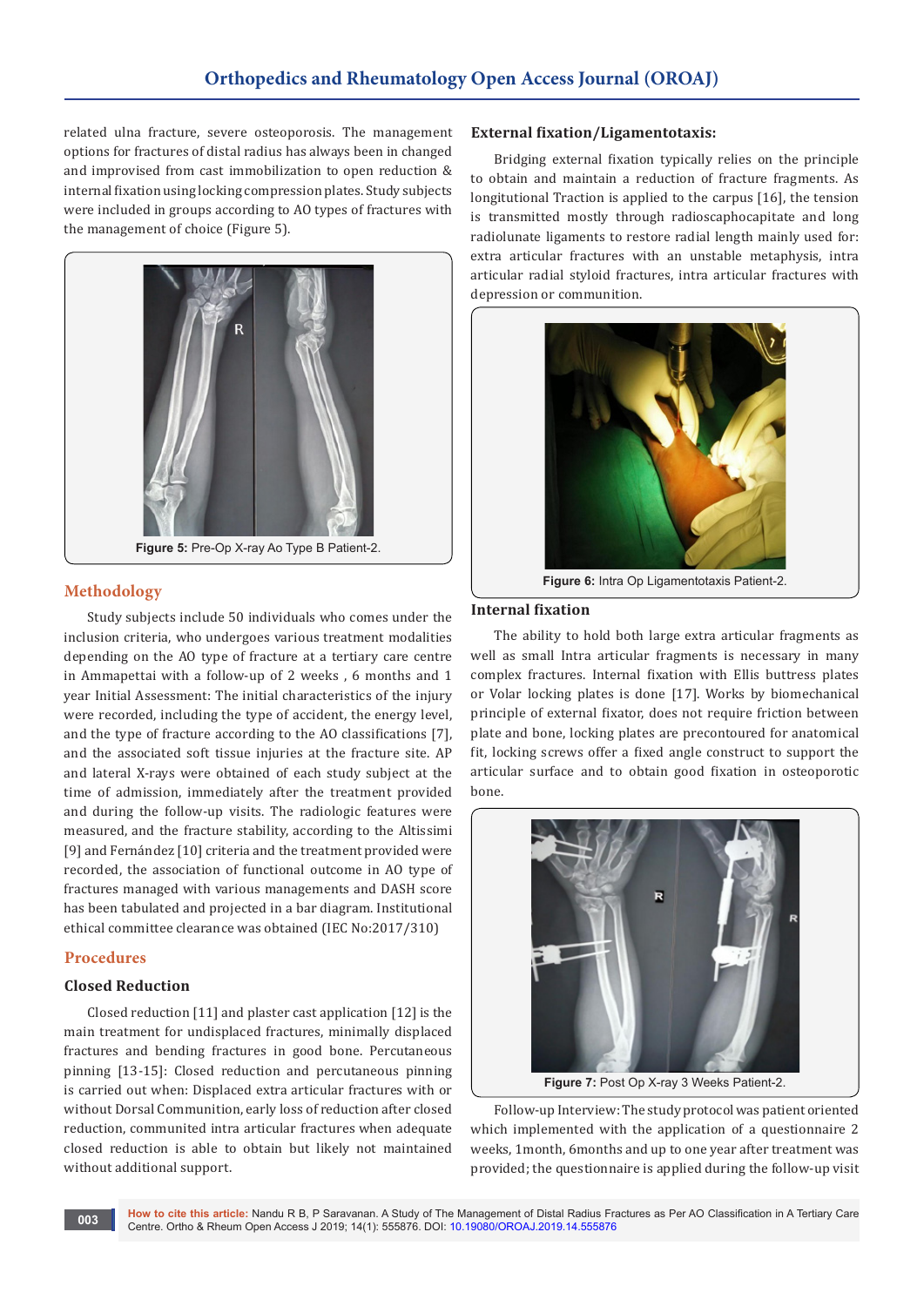related ulna fracture, severe osteoporosis. The management options for fractures of distal radius has always been in changed and improvised from cast immobilization to open reduction & internal fixation using locking compression plates. Study subjects were included in groups according to AO types of fractures with the management of choice (Figure 5).

**Figure 5:** Pre-Op X-ray Ao Type B Patient-2.

## Methodology

Study subjects include 50 individuals who comes under the inclusion criteria, who undergoes various treatment modalities depending on the AO type of fracture at a tertiary care centre in Ammapettai with a follow-up of 2 weeks , 6 months and 1 year Initial Assessment: The initial characteristics of the injury were recorded, including the type of accident, the energy level, and the type of fracture according to the AO classifications [7], and the associated soft tissue injuries at the fracture site. AP and lateral X-rays were obtained of each study subject at the time of admission, immediately after the treatment provided and during the follow-up visits. The radiologic features were measured, and the fracture stability, according to the Altissimi [9] and Fernández [10] criteria and the treatment provided were recorded, the association of functional outcome in AO type of fractures managed with various managements and DASH score has been tabulated and projected in a bar diagram. Institutional ethical committee clearance was obtained (IEC No:2017/310)

## Procedures

### Closed Reduction

Closed reduction [11] and plaster cast application [12] is the main treatment for undisplaced fractures, minimally displaced fractures and bending fractures in good bone. Percutaneous pinning [13-15]: Closed reduction and percutaneous pinning is carried out when: Displaced extra articular fractures with or without Dorsal Communition, early loss of reduction after closed reduction, communited intra articular fractures when adequate closed reduction is able to obtain but likely not maintained without additional support.

### External fixation/Ligamentotaxis:

Bridging external fixation typically relies on the principle to obtain and maintain a reduction of fracture fragments. As longitutional Traction is applied to the carpus [16], the tension is transmitted mostly through radioscaphocapitate and long radiolunate ligaments to restore radial length mainly used for: extra articular fractures with an unstable metaphysis, intra articular radial styloid fractures, intra articular fractures with depression or communition.

**Figure 6:** Intra Op Ligamentotaxis Patient-2.

### Internal fixation

The ability to hold both large extra articular fragments as well as small Intra articular fragments is necessary in many complex fractures. Internal fixation with Ellis buttress plates or Volar locking plates is done [17]. Works by biomechanical principle of external fixator, does not require friction between plate and bone, locking plates are precontoured for anatomical fit, locking screws offer a fixed angle construct to support the articular surface and to obtain good fixation in osteoporotic bone.

**Figure 7:** Post Op X-ray 3 Weeks Patient-2.

Follow-up Interview: The study protocol was patient oriented which implemented with the application of a questionnaire 2 weeks, 1month, 6months and up to one year after treatment was provided; the questionnaire is applied during the follow-up visit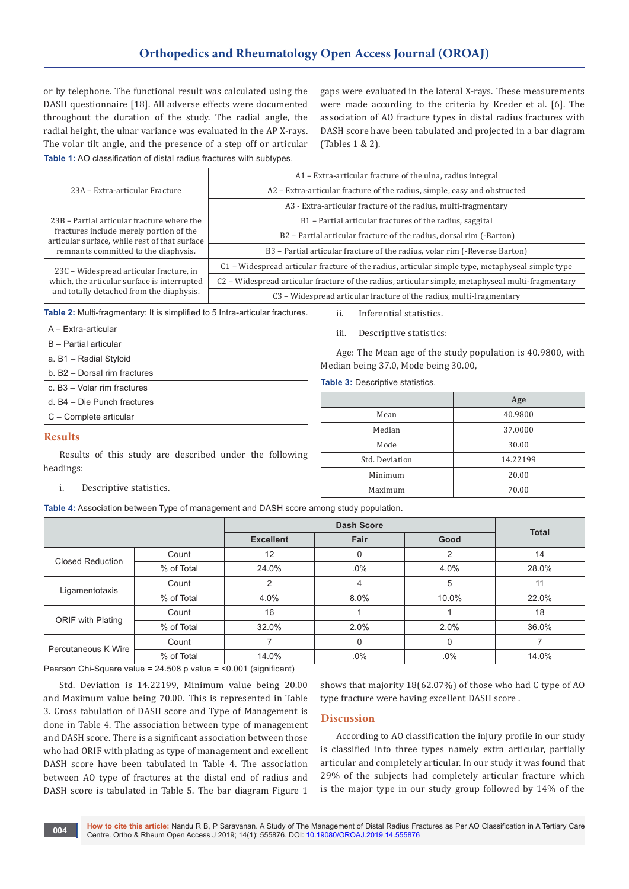or by telephone. The functional result was calculated using the DASH questionnaire [18]. All adverse effects were documented throughout the duration of the study. The radial angle, the radial height, the ulnar variance was evaluated in the AP X-rays. The volar tilt angle, and the presence of a step off or articular gaps were evaluated in the lateral X-rays. These measurements were made according to the criteria by Kreder et al. [6]. The association of AO fracture types in distal radius fractures with DASH score have been tabulated and projected in a bar diagram (Tables 1 & 2).

**Table 1:** AO classification of distal radius fractures with subtypes.

| | |
|---|---|
| 23A – Extra-articular Fracture | A1 – Extra-articular fracture of the ulna, radius integral |
| | A2 – Extra-articular fracture of the radius, simple, easy and obstructed |
| | A3 - Extra-articular fracture of the radius, multi-fragmentary |
| 23B – Partial articular fracture where the fractures include merely portion of the articular surface, while rest of that surface remnants committed to the diaphysis. | B1 – Partial articular fractures of the radius, saggital |
| | B2 – Partial articular fracture of the radius, dorsal rim (-Barton) |
| | B3 – Partial articular fracture of the radius, volar rim (-Reverse Barton) |
| 23C – Widespread articular fracture, in which, the articular surface is interrupted and totally detached from the diaphysis. | C1 – Widespread articular fracture of the radius, articular simple type, metaphyseal simple type |
| | C2 – Widespread articular fracture of the radius, articular simple, metaphyseal multi-fragmentary |
| | C3 – Widespread articular fracture of the radius, multi-fragmentary |

**Table 2:** Multi-fragmentary: It is simplified to 5 Intra-articular fractures.

| |
|---|
| A – Extra-articular |
| B – Partial articular |
| a. B1 – Radial Styloid |
| b. B2 – Dorsal rim fractures |
| c. B3 – Volar rim fractures |
| d. B4 – Die Punch fractures |
| C – Complete articular |

## Results

Results of this study are described under the following headings:

i. Descriptive statistics.

ii. Inferential statistics.

iii. Descriptive statistics:

Age: The Mean age of the study population is 40.9800, with Median being 37.0, Mode being 30.00,

**Table 3:** Descriptive statistics.

| | Age |
|---|---|
| Mean | 40.9800 |
| Median | 37.0000 |
| Mode | 30.00 |
| Std. Deviation | 14.22199 |
| Minimum | 20.00 |
| Maximum | 70.00 |

**Table 4:** Association between Type of management and DASH score among study population.

| | | Dash Score | | | Total |
|---|---|---|---|---|---|
| | | Excellent | Fair | Good | |
| Closed Reduction | Count | 12 | 0 | 2 | 14 |
| | % of Total | 24.0% | .0% | 4.0% | 28.0% |
| Ligamentotaxis | Count | 2 | 4 | 5 | 11 |
| | % of Total | 4.0% | 8.0% | 10.0% | 22.0% |
| ORIF with Plating | Count | 16 | 1 | 1 | 18 |
| | % of Total | 32.0% | 2.0% | 2.0% | 36.0% |
| Percutaneous K Wire | Count | 7 | 0 | 0 | 7 |
| | % of Total | 14.0% | .0% | .0% | 14.0% |

Pearson Chi-Square value = 24.508 p value = <0.001 (significant)

Std. Deviation is 14.22199, Minimum value being 20.00 and Maximum value being 70.00. This is represented in Table 3. Cross tabulation of DASH score and Type of Management is done in Table 4. The association between type of management and DASH score. There is a significant association between those who had ORIF with plating as type of management and excellent DASH score have been tabulated in Table 4. The association between AO type of fractures at the distal end of radius and DASH score is tabulated in Table 5. The bar diagram Figure 1 shows that majority 18(62.07%) of those who had C type of AO type fracture were having excellent DASH score .

## Discussion

According to AO classification the injury profile in our study is classified into three types namely extra articular, partially articular and completely articular. In our study it was found that 29% of the subjects had completely articular fracture which is the major type in our study group followed by 14% of the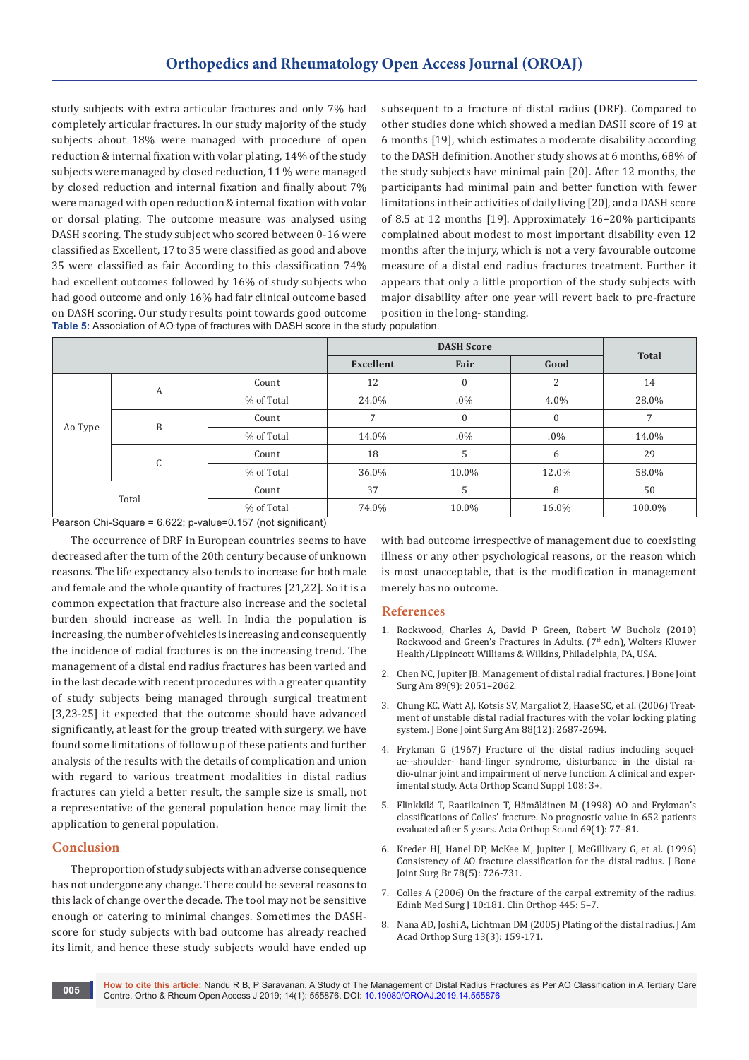study subjects with extra articular fractures and only 7% had completely articular fractures. In our study majority of the study subjects about 18% were managed with procedure of open reduction & internal fixation with volar plating, 14% of the study subjects were managed by closed reduction, 11 % were managed by closed reduction and internal fixation and finally about 7% were managed with open reduction & internal fixation with volar or dorsal plating. The outcome measure was analysed using DASH scoring. The study subject who scored between 0-16 were classified as Excellent, 17 to 35 were classified as good and above 35 were classified as fair According to this classification 74% had excellent outcomes followed by 16% of study subjects who had good outcome and only 16% had fair clinical outcome based on DASH scoring. Our study results point towards good outcome subsequent to a fracture of distal radius (DRF). Compared to other studies done which showed a median DASH score of 19 at 6 months [19], which estimates a moderate disability according to the DASH definition. Another study shows at 6 months, 68% of the study subjects have minimal pain [20]. After 12 months, the participants had minimal pain and better function with fewer limitations in their activities of daily living [20], and a DASH score of 8.5 at 12 months [19]. Approximately 16–20% participants complained about modest to most important disability even 12 months after the injury, which is not a very favourable outcome measure of a distal end radius fractures treatment. Further it appears that only a little proportion of the study subjects with major disability after one year will revert back to pre-fracture position in the long- standing.

**Table 5:** Association of AO type of fractures with DASH score in the study population.

| | | | DASH Score | | | Total |
|---|---|---|---|---|---|---|
| | | | Excellent | Fair | Good | |
| Ao Type | A | Count | 12 | 0 | 2 | 14 |
| | | % of Total | 24.0% | .0% | 4.0% | 28.0% |
| | B | Count | 7 | 0 | 0 | 7 |
| | | % of Total | 14.0% | .0% | .0% | 14.0% |
| | C | Count | 18 | 5 | 6 | 29 |
| | | % of Total | 36.0% | 10.0% | 12.0% | 58.0% |
| Total | | Count | 37 | 5 | 8 | 50 |
| | | % of Total | 74.0% | 10.0% | 16.0% | 100.0% |

Pearson Chi-Square = 6.622; p-value=0.157 (not significant)

The occurrence of DRF in European countries seems to have decreased after the turn of the 20th century because of unknown reasons. The life expectancy also tends to increase for both male and female and the whole quantity of fractures [21,22]. So it is a common expectation that fracture also increase and the societal burden should increase as well. In India the population is increasing, the number of vehicles is increasing and consequently the incidence of radial fractures is on the increasing trend. The management of a distal end radius fractures has been varied and in the last decade with recent procedures with a greater quantity of study subjects being managed through surgical treatment [3,23-25] it expected that the outcome should have advanced significantly, at least for the group treated with surgery. we have found some limitations of follow up of these patients and further analysis of the results with the details of complication and union with regard to various treatment modalities in distal radius fractures can yield a better result, the sample size is small, not a representative of the general population hence may limit the application to general population.

## Conclusion

The proportion of study subjects with an adverse consequence has not undergone any change. There could be several reasons to this lack of change over the decade. The tool may not be sensitive enough or catering to minimal changes. Sometimes the DASH-score for study subjects with bad outcome has already reached its limit, and hence these study subjects would have ended up with bad outcome irrespective of management due to coexisting illness or any other psychological reasons, or the reason which is most unacceptable, that is the modification in management merely has no outcome.

## References

1. Rockwood, Charles A, David P Green, Robert W Bucholz (2010) Rockwood and Green's Fractures in Adults. (7th edn), Wolters Kluwer Health/Lippincott Williams & Wilkins, Philadelphia, PA, USA.
2. Chen NC, Jupiter JB. Management of distal radial fractures. J Bone Joint Surg Am 89(9): 2051–2062.
3. Chung KC, Watt AJ, Kotsis SV, Margaliot Z, Haase SC, et al. (2006) Treatment of unstable distal radial fractures with the volar locking plating system. J Bone Joint Surg Am 88(12): 2687-2694.
4. Frykman G (1967) Fracture of the distal radius including sequelae--shoulder- hand-finger syndrome, disturbance in the distal radio-ulnar joint and impairment of nerve function. A clinical and experimental study. Acta Orthop Scand Suppl 108: 3+.
5. Flinkkilä T, Raatikainen T, Hämäläinen M (1998) AO and Frykman's classifications of Colles' fracture. No prognostic value in 652 patients evaluated after 5 years. Acta Orthop Scand 69(1): 77–81.
6. Kreder HJ, Hanel DP, McKee M, Jupiter J, McGillivary G, et al. (1996) Consistency of AO fracture classification for the distal radius. J Bone Joint Surg Br 78(5): 726-731.
7. Colles A (2006) On the fracture of the carpal extremity of the radius. Edinb Med Surg J 10:181. Clin Orthop 445: 5–7.
8. Nana AD, Joshi A, Lichtman DM (2005) Plating of the distal radius. J Am Acad Orthop Surg 13(3): 159-171.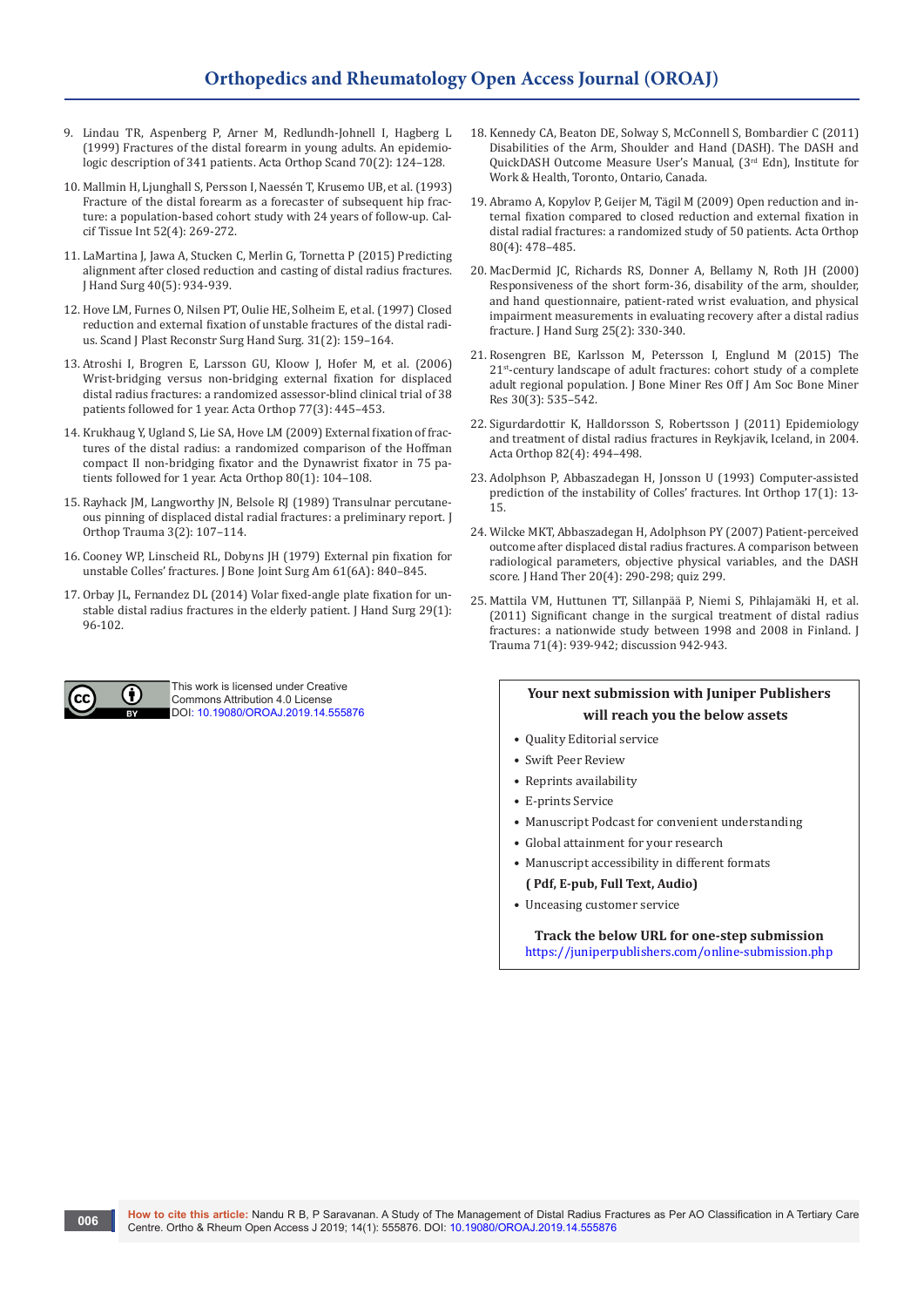9. Lindau TR, Aspenberg P, Arner M, Redlundh-Johnell I, Hagberg L (1999) Fractures of the distal forearm in young adults. An epidemiologic description of 341 patients. Acta Orthop Scand 70(2): 124–128.

10. Mallmin H, Ljunghall S, Persson I, Naessén T, Krusemo UB, et al. (1993) Fracture of the distal forearm as a forecaster of subsequent hip fracture: a population-based cohort study with 24 years of follow-up. Calcif Tissue Int 52(4): 269-272.

11. LaMartina J, Jawa A, Stucken C, Merlin G, Tornetta P (2015) Predicting alignment after closed reduction and casting of distal radius fractures. J Hand Surg 40(5): 934-939.

12. Hove LM, Furnes O, Nilsen PT, Oulie HE, Solheim E, et al. (1997) Closed reduction and external fixation of unstable fractures of the distal radius. Scand J Plast Reconstr Surg Hand Surg. 31(2): 159–164.

13. Atroshi I, Brogren E, Larsson GU, Kloow J, Hofer M, et al. (2006) Wrist-bridging versus non-bridging external fixation for displaced distal radius fractures: a randomized assessor-blind clinical trial of 38 patients followed for 1 year. Acta Orthop 77(3): 445–453.

14. Krukhaug Y, Ugland S, Lie SA, Hove LM (2009) External fixation of fractures of the distal radius: a randomized comparison of the Hoffman compact II non-bridging fixator and the Dynawrist fixator in 75 patients followed for 1 year. Acta Orthop 80(1): 104–108.

15. Rayhack JM, Langworthy JN, Belsole RJ (1989) Transulnar percutaneous pinning of displaced distal radial fractures: a preliminary report. J Orthop Trauma 3(2): 107–114.

16. Cooney WP, Linscheid RL, Dobyns JH (1979) External pin fixation for unstable Colles' fractures. J Bone Joint Surg Am 61(6A): 840–845.

17. Orbay JL, Fernandez DL (2014) Volar fixed-angle plate fixation for unstable distal radius fractures in the elderly patient. J Hand Surg 29(1): 96-102.

18. Kennedy CA, Beaton DE, Solway S, McConnell S, Bombardier C (2011) Disabilities of the Arm, Shoulder and Hand (DASH). The DASH and QuickDASH Outcome Measure User's Manual, (3rd Edn), Institute for Work & Health, Toronto, Ontario, Canada.

19. Abramo A, Kopylov P, Geijer M, Tägil M (2009) Open reduction and internal fixation compared to closed reduction and external fixation in distal radial fractures: a randomized study of 50 patients. Acta Orthop 80(4): 478–485.

20. MacDermid JC, Richards RS, Donner A, Bellamy N, Roth JH (2000) Responsiveness of the short form-36, disability of the arm, shoulder, and hand questionnaire, patient-rated wrist evaluation, and physical impairment measurements in evaluating recovery after a distal radius fracture. J Hand Surg 25(2): 330-340.

21. Rosengren BE, Karlsson M, Petersson I, Englund M (2015) The 21st-century landscape of adult fractures: cohort study of a complete adult regional population. J Bone Miner Res Off J Am Soc Bone Miner Res 30(3): 535–542.

22. Sigurdardottir K, Halldorsson S, Robertsson J (2011) Epidemiology and treatment of distal radius fractures in Reykjavik, Iceland, in 2004. Acta Orthop 82(4): 494–498.

23. Adolphson P, Abbaszadegan H, Jonsson U (1993) Computer-assisted prediction of the instability of Colles' fractures. Int Orthop 17(1): 13-15.

24. Wilcke MKT, Abbaszadegan H, Adolphson PY (2007) Patient-perceived outcome after displaced distal radius fractures. A comparison between radiological parameters, objective physical variables, and the DASH score. J Hand Ther 20(4): 290-298; quiz 299.

25. Mattila VM, Huttunen TT, Sillanpää P, Niemi S, Pihlajamäki H, et al. (2011) Significant change in the surgical treatment of distal radius fractures: a nationwide study between 1998 and 2008 in Finland. J Trauma 71(4): 939-942; discussion 942-943.

This work is licensed under Creative Commons Attribution 4.0 License
DOI: 10.19080/OROAJ.2019.14.555876

**Your next submission with Juniper Publishers will reach you the below assets**

- Quality Editorial service
- Swift Peer Review
- Reprints availability
- E-prints Service
- Manuscript Podcast for convenient understanding
- Global attainment for your research
- Manuscript accessibility in different formats
  **( Pdf, E-pub, Full Text, Audio)**
- Unceasing customer service

**Track the below URL for one-step submission**
https://juniperpublishers.com/online-submission.php

**How to cite this article:** Nandu R B, P Saravanan. A Study of The Management of Distal Radius Fractures as Per AO Classification in A Tertiary Care Centre. Ortho & Rheum Open Access J 2019; 14(1): 555876. DOI: 10.19080/OROAJ.2019.14.555876